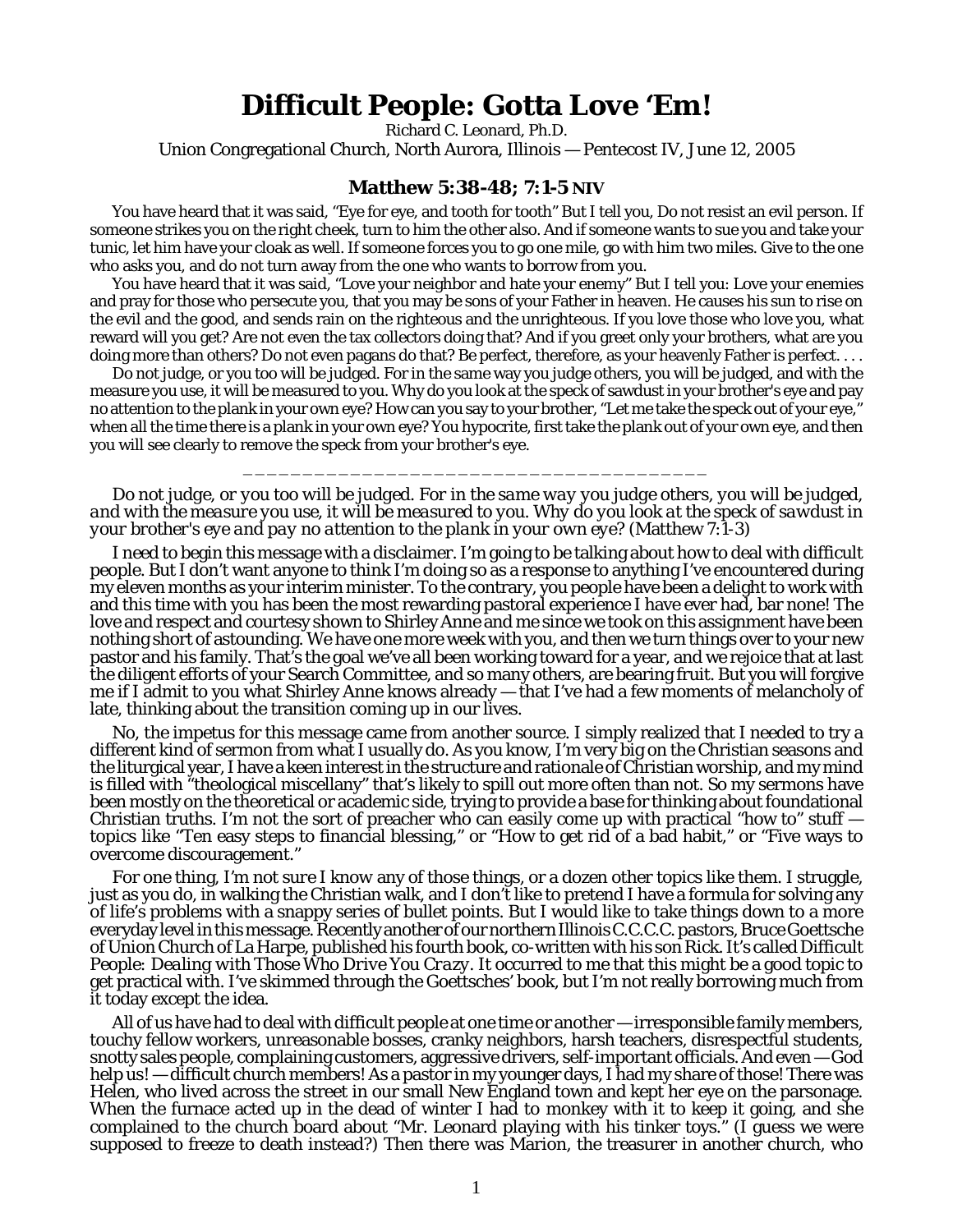# Difficult People: Gotta Love 'Em!

Richard C. Leonard, Ph.D.

Union Congregational Church, North Aurora, Illinois — Pentecost IV, June 12, 2005

### Matthew 5:38-48; 7:1-5 NIV

You have heard that it was said, "Eye for eye, and tooth for tooth" But I tell you, Do not resist an evil person. If someone strikes you on the right cheek, turn to him the other also. And if someone wants to sue you and take your tunic, let him have your cloak as well. If someone forces you to go one mile, go with him two miles. Give to the one who asks you, and do not turn away from the one who wants to borrow from you.

You have heard that it was said, "Love your neighbor and hate your enemy" But I tell you: Love your enemies and pray for those who persecute you, that you may be sons of your Father in heaven. He causes his sun to rise on the evil and the good, and sends rain on the righteous and the unrighteous. If you love those who love you, what reward will you get? Are not even the tax collectors doing that? And if you greet only your brothers, what are you doing more than others? Do not even pagans do that? Be perfect, therefore, as your heavenly Father is perfect. . . .

Do not judge, or you too will be judged. For in the same way you judge others, you will be judged, and with the measure you use, it will be measured to you. Why do you look at the speck of sawdust in your brother's eye and pay no attention to the plank in your own eye? How can you say to your brother, "Let me take the speck out of your eye," when all the time there is a plank in your own eye? You hypocrite, first take the plank out of your own eye, and then you will see clearly to remove the speck from your brother's eye.

---

*Do not judge, or you too will be judged. For in the same way you judge others, you will be judged, and with the measure you use, it will be measured to you. Why do you look at the speck of sawdust in your brother's eye and pay no attention to the plank in your own eye?* (Matthew 7:1-3)

I need to begin this message with a disclaimer. I'm going to be talking about how to deal with difficult people. But I don't want anyone to think I'm doing so as a response to anything I've encountered during my eleven months as your interim minister. To the contrary, you people have been a delight to work with and this time with you has been the most rewarding pastoral experience I have ever had, bar none! The love and respect and courtesy shown to Shirley Anne and me since we took on this assignment have been nothing short of astounding. We have one more week with you, and then we turn things over to your new pastor and his family. That's the goal we've all been working toward for a year, and we rejoice that at last the diligent efforts of your Search Committee, and so many others, are bearing fruit. But you will forgive me if I admit to you what Shirley Anne knows already — that I've had a few moments of melancholy of late, thinking about the transition coming up in our lives.

No, the impetus for this message came from another source. I simply realized that I needed to try a different kind of sermon from what I usually do. As you know, I'm very big on the Christian seasons and the liturgical year, I have a keen interest in the structure and rationale of Christian worship, and my mind is filled with "theological miscellany" that's likely to spill out more often than not. So my sermons have been mostly on the theoretical or academic side, trying to provide a base for thinking about foundational Christian truths. I'm not the sort of preacher who can easily come up with practical "how to" stuff — topics like "Ten easy steps to financial blessing," or "How to get rid of a bad habit," or "Five ways to overcome discouragement."

For one thing, I'm not sure I know any of those things, or a dozen other topics like them. I struggle, just as you do, in walking the Christian walk, and I don't like to pretend I have a formula for solving any of life's problems with a snappy series of bullet points. But I would like to take things down to a more everyday level in this message. Recently another of our northern Illinois C.C.C.C. pastors, Bruce Goettsche of Union Church of La Harpe, published his fourth book, co-written with his son Rick. It's called *Difficult People: Dealing with Those Who Drive You Crazy*. It occurred to me that this might be a good topic to get practical with. I've skimmed through the Goettsches' book, but I'm not really borrowing much from it today except the idea.

All of us have had to deal with difficult people at one time or another — irresponsible family members, touchy fellow workers, unreasonable bosses, cranky neighbors, harsh teachers, disrespectful students, snotty sales people, complaining customers, aggressive drivers, self-important officials. And even — God help us! — difficult church members! As a pastor in my younger days, I had my share of those! There was Helen, who lived across the street in our small New England town and kept her eye on the parsonage. When the furnace acted up in the dead of winter I had to monkey with it to keep it going, and she complained to the church board about "Mr. Leonard playing with his tinker toys." (I guess we were supposed to freeze to death instead?) Then there was Marion, the treasurer in another church, who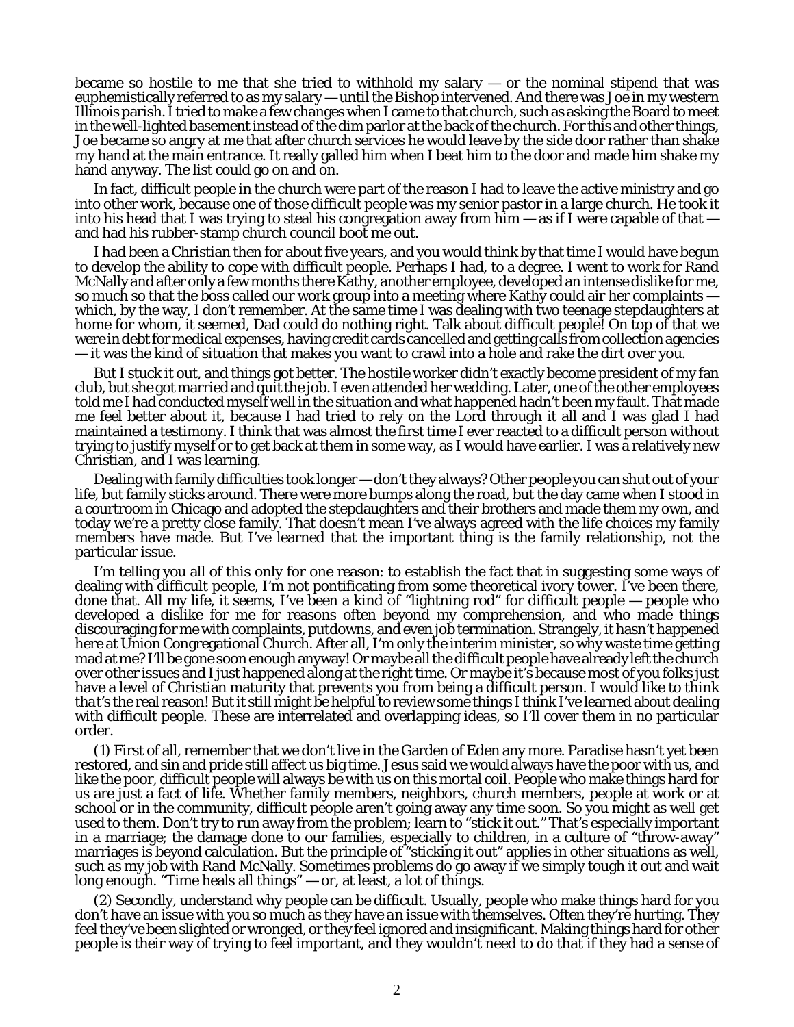became so hostile to me that she tried to withhold my salary — or the nominal stipend that was euphemistically referred to as my salary — until the Bishop intervened. And there was Joe in my western Illinois parish. I tried to make a few changes when I came to that church, such as asking the Board to meet in the well-lighted basement instead of the dim parlor at the back of the church. For this and other things, Joe became so angry at me that after church services he would leave by the side door rather than shake my hand at the main entrance. It really galled him when I beat him to the door and made him shake my hand anyway. The list could go on and on.

In fact, difficult people in the church were part of the reason I had to leave the active ministry and go into other work, because one of those difficult people was my senior pastor in a large church. He took it into his head that I was trying to steal his congregation away from him — as if I were capable of that — and had his rubber-stamp church council boot me out.

I had been a Christian then for about five years, and you would think by that time I would have begun to develop the ability to cope with difficult people. Perhaps I had, to a degree. I went to work for Rand McNally and after only a few months there Kathy, another employee, developed an intense dislike for me, so much so that the boss called our work group into a meeting where Kathy could air her complaints — which, by the way, I don't remember. At the same time I was dealing with two teenage stepdaughters at home for whom, it seemed, Dad could do nothing right. Talk about difficult people! On top of that we were in debt for medical expenses, having credit cards cancelled and getting calls from collection agencies — it was the kind of situation that makes you want to crawl into a hole and rake the dirt over you.

But I stuck it out, and things got better. The hostile worker didn't exactly become president of my fan club, but she got married and quit the job. I even attended her wedding. Later, one of the other employees told me I had conducted myself well in the situation and what happened hadn't been my fault. That made me feel better about it, because I had tried to rely on the Lord through it all and I was glad I had maintained a testimony. I think that was almost the first time I ever reacted to a difficult person without trying to justify myself or to get back at them in some way, as I would have earlier. I was a relatively new Christian, and I was learning.

Dealing with family difficulties took longer — don't they always? Other people you can shut out of your life, but family sticks around. There were more bumps along the road, but the day came when I stood in a courtroom in Chicago and adopted the stepdaughters and their brothers and made them my own, and today we're a pretty close family. That doesn't mean I've always agreed with the life choices my family members have made. But I've learned that the important thing is the family relationship, not the particular issue.

I'm telling you all of this only for one reason: to establish the fact that in suggesting some ways of dealing with difficult people, I'm not pontificating from some theoretical ivory tower. I've been there, done that. All my life, it seems, I've been a kind of "lightning rod" for difficult people — people who developed a dislike for me for reasons often beyond my comprehension, and who made things discouraging for me with complaints, putdowns, and even job termination. Strangely, it hasn't happened here at Union Congregational Church. After all, I'm only the interim minister, so why waste time getting mad at me? I'll be gone soon enough anyway! Or maybe all the difficult people have already left the church over other issues and I just happened along at the right time. Or maybe it's because most of you folks just have a level of Christian maturity that prevents you from being a difficult person. I would like to think *that's* the real reason! But it still might be helpful to review some things I think I've learned about dealing with difficult people. These are interrelated and overlapping ideas, so I'll cover them in no particular order.

(1) First of all, remember that we don't live in the Garden of Eden any more. Paradise hasn't yet been restored, and sin and pride still affect us big time. Jesus said we would always have the poor with us, and like the poor, difficult people will always be with us on this mortal coil. People who make things hard for us are just a fact of life. Whether family members, neighbors, church members, people at work or at school or in the community, difficult people aren't going away any time soon. So you might as well get used to them. Don't try to run away from the problem; learn to "stick it out." That's especially important in a marriage; the damage done to our families, especially to children, in a culture of "throw-away" marriages is beyond calculation. But the principle of "sticking it out" applies in other situations as well, such as my job with Rand McNally. Sometimes problems do go away if we simply tough it out and wait long enough. "Time heals all things" — or, at least, a lot of things.

(2) Secondly, understand why people can be difficult. Usually, people who make things hard for you don't have an issue with you so much as they have an issue with themselves. Often they're hurting. They feel they've been slighted or wronged, or they feel ignored and insignificant. Making things hard for other people is their way of trying to feel important, and they wouldn't need to do that if they had a sense of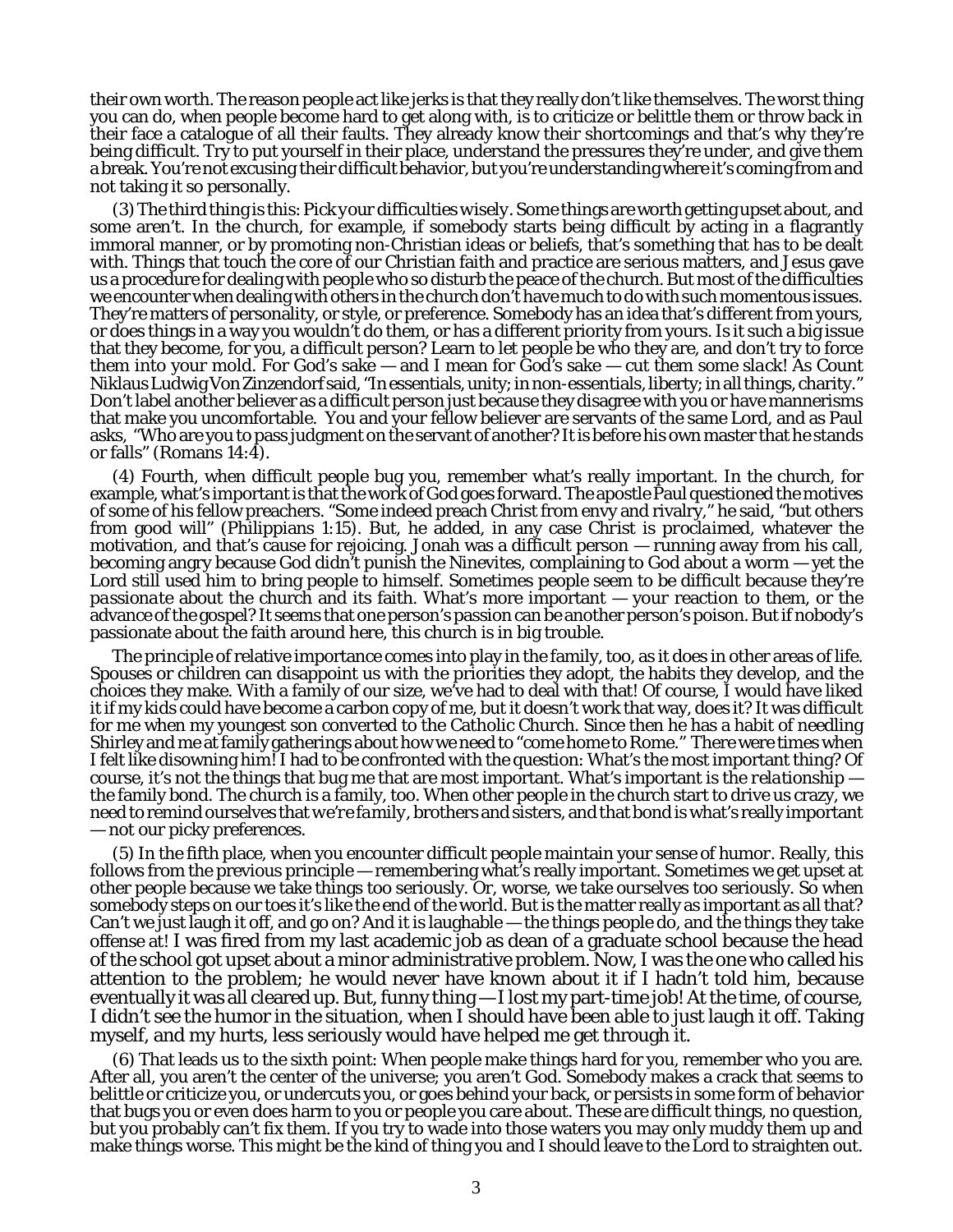their own worth. The reason people act like jerks is that they really don't like themselves. The worst thing you can do, when people become hard to get along with, is to criticize or belittle them or throw back in their face a catalogue of all their faults. They already know their shortcomings and that's why they're being difficult. Try to put yourself in their place, understand the pressures they're under, and give them a break. You're not excusing their difficult behavior, but you're understanding where it's coming from and not taking it so personally.

(3) The third thing is this: *Pick your difficulties wisely.* Some things are worth getting upset about, and some aren't. In the church, for example, if somebody starts being difficult by acting in a flagrantly immoral manner, or by promoting non-Christian ideas or beliefs, that's something that has to be dealt with. Things that touch the core of our Christian faith and practice are serious matters, and Jesus gave us a procedure for dealing with people who so disturb the peace of the church. But most of the difficulties we encounter when dealing with others in the church don't have much to do with such momentous issues. They're matters of personality, or style, or preference. Somebody has an idea that's different from yours, or does things in a way you wouldn't do them, or has a different priority from yours. Is it such a big issue that they become, for you, a difficult person? Learn to let people be who they are, and don't try to force them into your mold. For God's sake — and I mean for *God's* sake — cut them some *slack!* As Count Niklaus Ludwig Von Zinzendorf said, "In essentials, unity; in non-essentials, liberty; in all things, charity." Don't label another believer as a difficult person just because they disagree with you or have mannerisms that make you uncomfortable. You and your fellow believer are servants of the same Lord, and as Paul asks, "Who are you to pass judgment on the servant of another? It is before his own master that he stands or falls" (Romans 14:4).

(4) Fourth, when difficult people bug you, *remember what's really important.* In the church, for example, what's important is that the work of God goes forward. The apostle Paul questioned the motives of some of his fellow preachers. "Some indeed preach Christ from envy and rivalry," he said, "but others from good will" (Philippians 1:15). But, he added, in any case Christ is *proclaimed*, whatever the motivation, and that's cause for rejoicing. Jonah was a difficult person — running away from his call, becoming angry because God didn't punish the Ninevites, complaining to God about a worm — yet the Lord still used him to bring people to himself. Sometimes people seem to be difficult because they're *passionate* about the church and its faith. What's more important — your reaction to them, or the advance of the gospel? It seems that one person's passion can be another person's poison. But if nobody's passionate about the faith around here, this church is in big trouble.

The principle of relative importance comes into play in the family, too, as it does in other areas of life. Spouses or children can disappoint us with the priorities they adopt, the habits they develop, and the choices they make. With a family of our size, we've had to deal with that! Of course, I would have liked it if my kids could have become a carbon copy of me, but it doesn't work that way, does it? It was difficult for me when my youngest son converted to the Catholic Church. Since then he has a habit of needling Shirley and me at family gatherings about how we need to "come home to Rome." There were times when I felt like disowning him! I had to be confronted with the question: What's the most important thing? Of course, it's not the things that bug me that are most important. What's important is the *relationship* — the family bond. The church is a family, too. When other people in the church start to drive us crazy, we need to remind ourselves that *we're family*, brothers and sisters, and that bond is what's really important — not our picky preferences.

(5) In the fifth place, when you encounter difficult people *maintain your sense of humor.* Really, this follows from the previous principle — remembering what's really important. Sometimes we get upset at other people because we take things too seriously. Or, worse, we take *ourselves* too seriously. So when somebody steps on our toes it's like the end of the world. But is the matter really as important as all that? Can't we just laugh it off, and go on? And it is laughable — the things people do, and the things they take offense at! I was fired from my last academic job as dean of a graduate school because the head of the school got upset about a minor administrative problem. Now, I was the one who called his attention to the problem; he would never have known about it if I hadn't told him, because eventually it was all cleared up. But, funny thing — I lost my part-time job! At the time, of course, I didn't see the humor in the situation, when I should have been able to just laugh it off. Taking myself, and my hurts, less seriously would have helped me get through it.

(6) That leads us to the sixth point: When people make things hard for you, *remember who you are.* After all, you aren't the center of the universe; you aren't God. Somebody makes a crack that seems to belittle or criticize you, or undercuts you, or goes behind your back, or persists in some form of behavior that bugs you or even does harm to you or people you care about. These are difficult things, no question, but you probably can't fix them. If you try to wade into those waters you may only muddy them up and make things worse. This might be the kind of thing you and I should leave to the Lord to straighten out.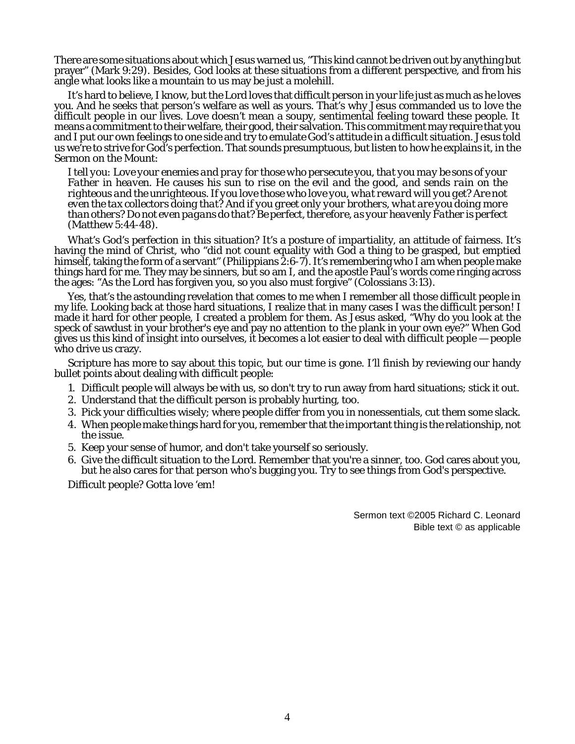There are some situations about which Jesus warned us, "This kind cannot be driven out by anything but prayer" (Mark 9:29). Besides, God looks at these situations from a different perspective, and from his angle what looks like a mountain to us may be just a molehill.

It's hard to believe, I know, but the Lord loves that difficult person in your life just as much as he loves you. And he seeks that person's welfare as well as yours. That's why Jesus commanded us to love the difficult people in our lives. Love doesn't mean a soupy, sentimental feeling toward these people. It means a commitment to their welfare, their good, their salvation. This commitment may require that you and I put our own feelings to one side and try to emulate God's attitude in a difficult situation. Jesus told us we're to strive for God's perfection. That sounds presumptuous, but listen to how he explains it, in the Sermon on the Mount:

> *I tell you: Love your enemies and pray for those who persecute you, that you may be sons of your Father in heaven. He causes his sun to rise on the evil and the good, and sends rain on the righteous and the unrighteous. If you love those who love you, what reward will you get? Are not even the tax collectors doing that? And if you greet only your brothers, what are you doing more than others? Do not even pagans do that? Be perfect, therefore, as your heavenly Father is perfect* (Matthew 5:44-48).

What's God's perfection in this situation? It's a posture of impartiality, an attitude of fairness. It's having the mind of Christ, who "did not count equality with God a thing to be grasped, but emptied himself, taking the form of a servant" (Philippians 2:6-7). It's remembering who I am when people make things hard for me. They may be sinners, but so am I, and the apostle Paul's words come ringing across the ages: "As the Lord has forgiven you, so you also must forgive" (Colossians 3:13).

Yes, that's the astounding revelation that comes to me when I remember all those difficult people in my life. Looking back at those hard situations, I realize that in many cases I *was* the difficult person! I made it hard for other people, I created a problem for them. As Jesus asked, "Why do you look at the speck of sawdust in your brother's eye and pay no attention to the plank in your own eye?" When God gives us this kind of insight into ourselves, it becomes a lot easier to deal with difficult people — people who drive us crazy.

Scripture has more to say about this topic, but our time is gone. I'll finish by reviewing our handy bullet points about dealing with difficult people:

1. Difficult people will always be with us, so don't try to run away from hard situations; stick it out.
2. Understand that the difficult person is probably hurting, too.
3. Pick your difficulties wisely; where people differ from you in nonessentials, cut them some slack.
4. When people make things hard for you, remember that the important thing is the relationship, not the issue.
5. Keep your sense of humor, and don't take yourself so seriously.
6. Give the difficult situation to the Lord. Remember that you're a sinner, too. God cares about you, but he also cares for that person who's bugging you. Try to see things from God's perspective.

Difficult people? Gotta love 'em!

Sermon text ©2005 Richard C. Leonard
Bible text © as applicable